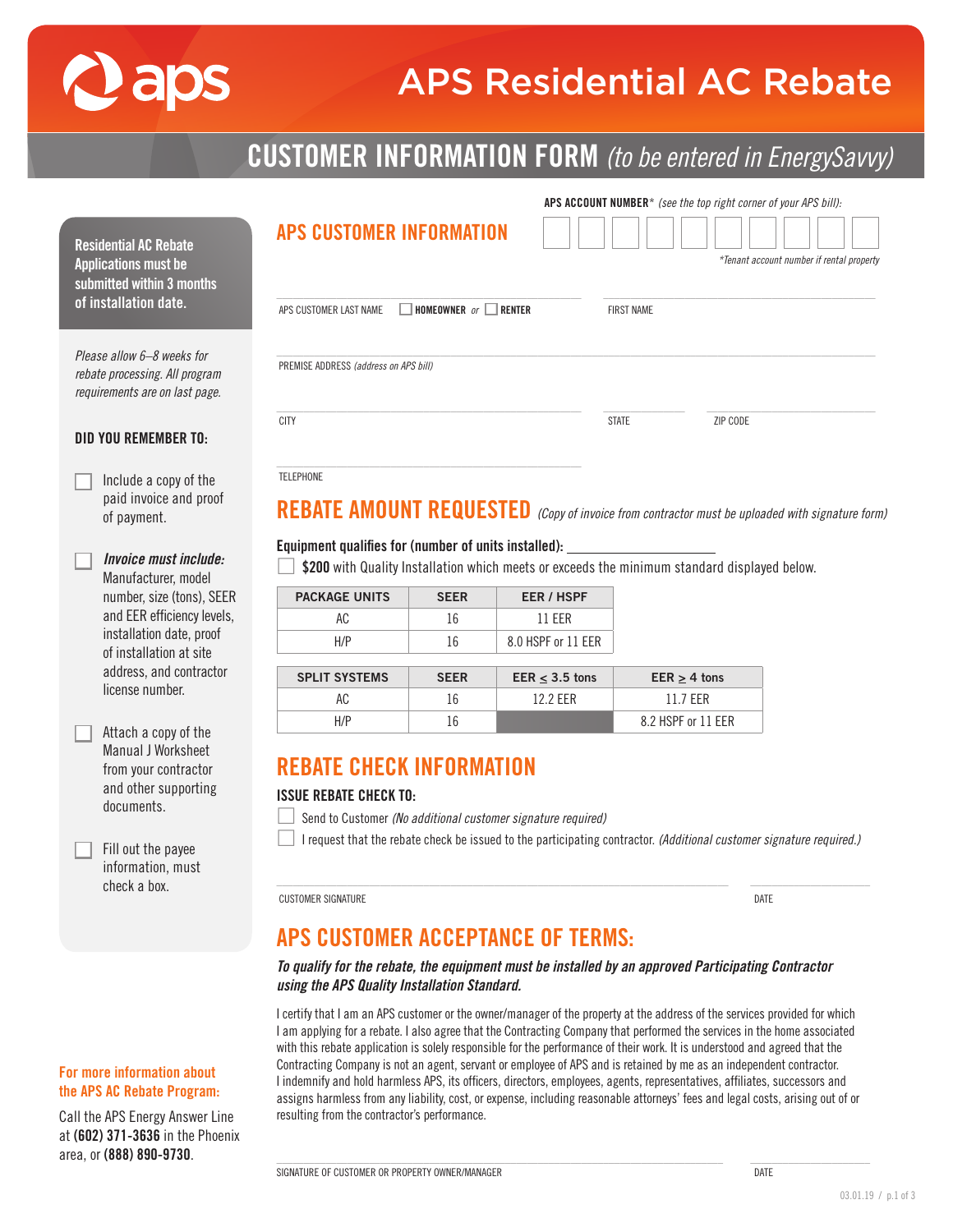# APS Residential AC Rebate

## CUSTOMER INFORMATION FORM *(to be entered in EnergySavvy)*

**Residential AC Rebate Applications must be submitted within 3 months of installation date.**

*Please allow 6–8 weeks for rebate processing. All program requirements are on last page.*

**DID YOU REMEMBER TO:**

- ☐ Include a copy of the paid invoice and proof of payment.
- ☐ ***Invoice must include:*** Manufacturer, model number, size (tons), SEER and EER efficiency levels, installation date, proof of installation at site address, and contractor license number.
- ☐ Attach a copy of the Manual J Worksheet from your contractor and other supporting documents.
- ☐ Fill out the payee information, must check a box.

**For more information about the APS AC Rebate Program:**

Call the APS Energy Answer Line at **(602) 371-3636** in the Phoenix area, or **(888) 890-9730**.

## APS CUSTOMER INFORMATION

**APS ACCOUNT NUMBER*** *(see the top right corner of your APS bill):* ☐☐☐☐☐☐☐☐☐☐

*\*Tenant account number if rental property*

APS CUSTOMER LAST NAME ☐ **HOMEOWNER** *or* ☐ **RENTER** ____________ FIRST NAME ____________

PREMISE ADDRESS *(address on APS bill)* ____________

CITY ____________ STATE ____________ ZIP CODE ____________

TELEPHONE ____________

## REBATE AMOUNT REQUESTED *(Copy of invoice from contractor must be uploaded with signature form)*

**Equipment qualifies for (number of units installed):** ____________

☐ **$200** with Quality Installation which meets or exceeds the minimum standard displayed below.

| PACKAGE UNITS | SEER | EER / HSPF |
|---|---|---|
| AC | 16 | 11 EER |
| H/P | 16 | 8.0 HSPF or 11 EER |

| SPLIT SYSTEMS | SEER | EER ≤ 3.5 tons | EER ≥ 4 tons |
|---|---|---|---|
| AC | 16 | 12.2 EER | 11.7 EER |
| H/P | 16 | | 8.2 HSPF or 11 EER |

## REBATE CHECK INFORMATION

**ISSUE REBATE CHECK TO:**

☐ Send to Customer *(No additional customer signature required)*

☐ I request that the rebate check be issued to the participating contractor. *(Additional customer signature required.)*

CUSTOMER SIGNATURE ____________ DATE ____________

## APS CUSTOMER ACCEPTANCE OF TERMS:

***To qualify for the rebate, the equipment must be installed by an approved Participating Contractor using the APS Quality Installation Standard.***

I certify that I am an APS customer or the owner/manager of the property at the address of the services provided for which I am applying for a rebate. I also agree that the Contracting Company that performed the services in the home associated with this rebate application is solely responsible for the performance of their work. It is understood and agreed that the Contracting Company is not an agent, servant or employee of APS and is retained by me as an independent contractor. I indemnify and hold harmless APS, its officers, directors, employees, agents, representatives, affiliates, successors and assigns harmless from any liability, cost, or expense, including reasonable attorneys' fees and legal costs, arising out of or resulting from the contractor's performance.

SIGNATURE OF CUSTOMER OR PROPERTY OWNER/MANAGER ____________ DATE ____________

03.01.19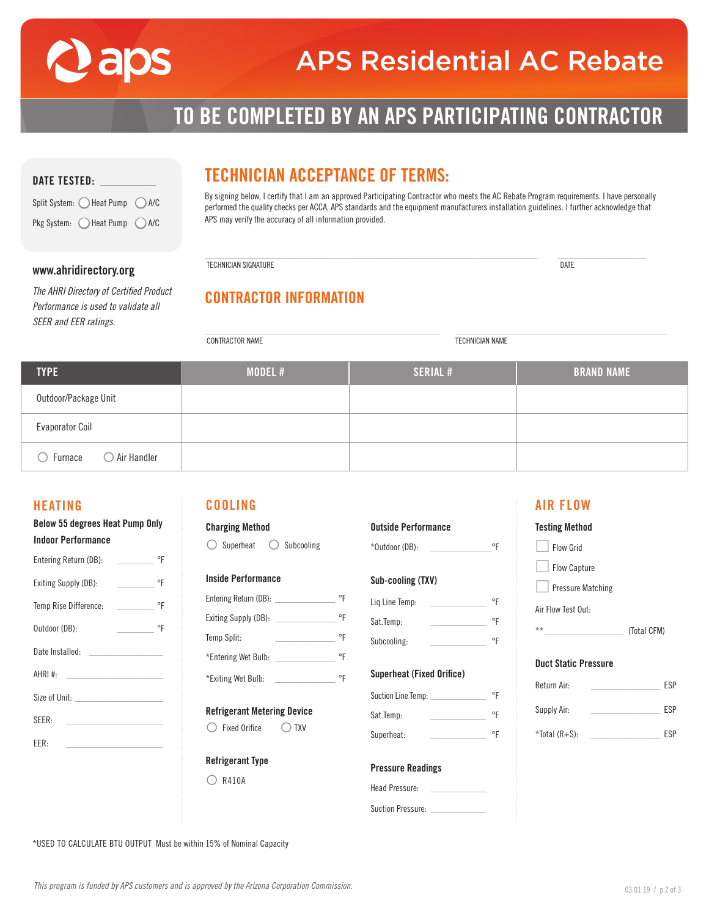# APS Residential AC Rebate

## TO BE COMPLETED BY AN APS PARTICIPATING CONTRACTOR

**DATE TESTED:** ___________

Split System: ◯ Heat Pump ◯ A/C

Pkg System: ◯ Heat Pump ◯ A/C

**www.ahridirectory.org**

*The AHRI Directory of Certified Product Performance is used to validate all SEER and EER ratings.*

## TECHNICIAN ACCEPTANCE OF TERMS:

By signing below, I certify that I am an approved Participating Contractor who meets the AC Rebate Program requirements. I have personally performed the quality checks per ACCA, APS standards and the equipment manufacturers installation guidelines. I further acknowledge that APS may verify the accuracy of all information provided.

TECHNICIAN SIGNATURE ______________________ DATE ___________

## CONTRACTOR INFORMATION

CONTRACTOR NAME ______________________ TECHNICIAN NAME ______________________

| TYPE | MODEL # | SERIAL # | BRAND NAME |
|---|---|---|---|
| Outdoor/Package Unit | | | |
| Evaporator Coil | | | |
| ◯ Furnace ◯ Air Handler | | | |

## HEATING

**Below 55 degrees Heat Pump Only**

**Indoor Performance**

Entering Return (DB): ________ °F

Exiting Supply (DB): ________ °F

Temp Rise Difference: ________ °F

Outdoor (DB): ________ °F

Date Installed: ____________

AHRI #: ____________

Size of Unit: ____________

SEER: ____________

EER: ____________

## COOLING

**Charging Method**

◯ Superheat ◯ Subcooling

**Inside Performance**

Entering Return (DB): ________ °F

Exiting Supply (DB): ________ °F

Temp Split: ________ °F

*Entering Wet Bulb: ________ °F

*Exiting Wet Bulb: ________ °F

**Refrigerant Metering Device**

◯ Fixed Orifice ◯ TXV

**Refrigerant Type**

◯ R410A

**Outside Performance**

*Outdoor (DB): ________ °F

**Sub-cooling (TXV)**

Liq Line Temp: ________ °F

Sat.Temp: ________ °F

Subcooling: ________ °F

**Superheat (Fixed Orifice)**

Suction Line Temp: ________ °F

Sat.Temp: ________ °F

Superheat: ________ °F

**Pressure Readings**

Head Pressure: ________

Suction Pressure: ________

## AIR FLOW

**Testing Method**

☐ Flow Grid

☐ Flow Capture

☐ Pressure Matching

Air Flow Test Out:

** ____________ (Total CFM)

**Duct Static Pressure**

Return Air: ________ ESP

Supply Air: ________ ESP

*Total (R+S): ________ ESP

*USED TO CALCULATE BTU OUTPUT Must be within 15% of Nominal Capacity

*This program is funded by APS customers and is approved by the Arizona Corporation Commission.*

03.01.19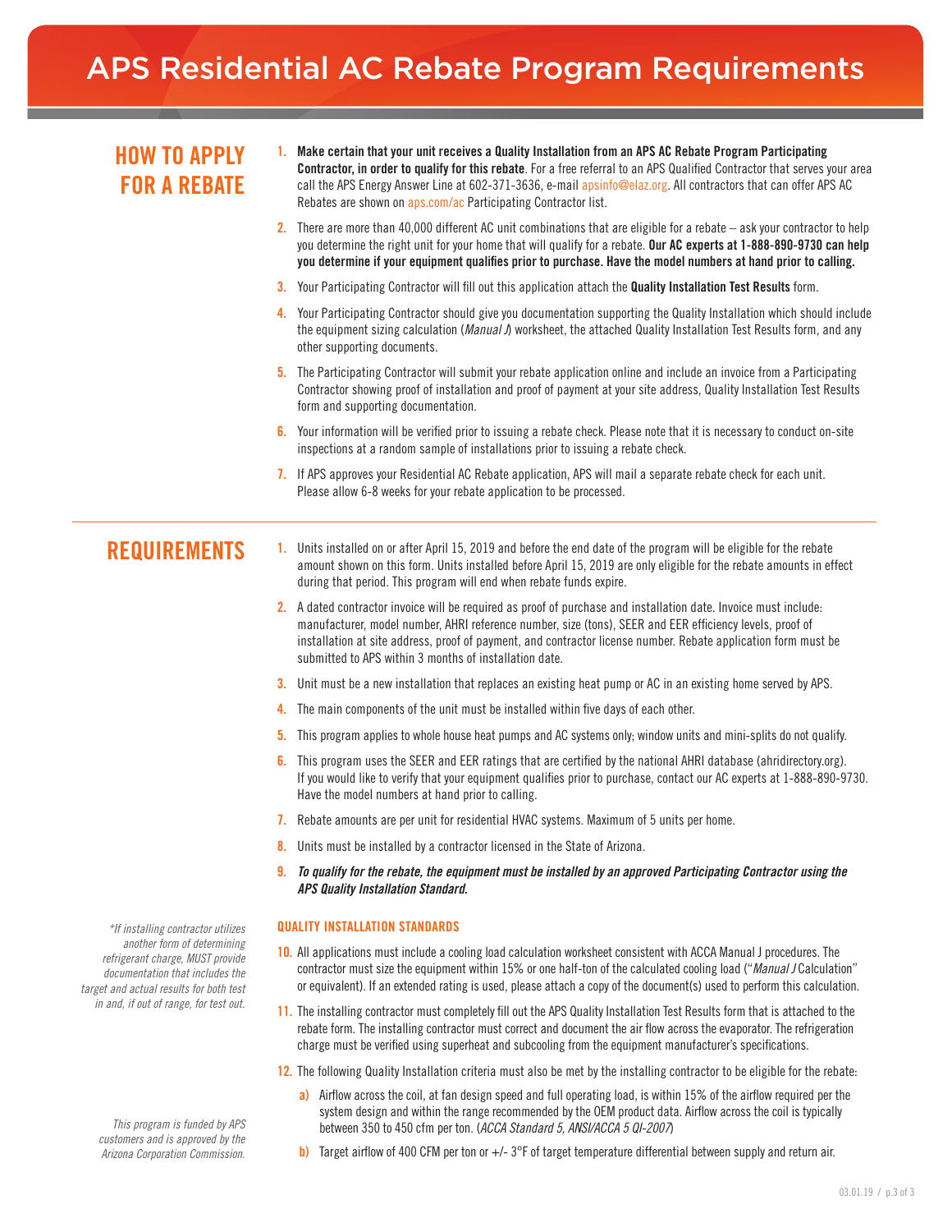# APS Residential AC Rebate Program Requirements

## HOW TO APPLY FOR A REBATE

1. **Make certain that your unit receives a Quality Installation from an APS AC Rebate Program Participating Contractor, in order to qualify for this rebate**. For a free referral to an APS Qualified Contractor that serves your area call the APS Energy Answer Line at 602-371-3636, e-mail apsinfo@elaz.org. All contractors that can offer APS AC Rebates are shown on aps.com/ac Participating Contractor list.
2. There are more than 40,000 different AC unit combinations that are eligible for a rebate – ask your contractor to help you determine the right unit for your home that will qualify for a rebate. **Our AC experts at 1-888-890-9730 can help you determine if your equipment qualifies prior to purchase. Have the model numbers at hand prior to calling.**
3. Your Participating Contractor will fill out this application attach the **Quality Installation Test Results** form.
4. Your Participating Contractor should give you documentation supporting the Quality Installation which should include the equipment sizing calculation (*Manual J*) worksheet, the attached Quality Installation Test Results form, and any other supporting documents.
5. The Participating Contractor will submit your rebate application online and include an invoice from a Participating Contractor showing proof of installation and proof of payment at your site address, Quality Installation Test Results form and supporting documentation.
6. Your information will be verified prior to issuing a rebate check. Please note that it is necessary to conduct on-site inspections at a random sample of installations prior to issuing a rebate check.
7. If APS approves your Residential AC Rebate application, APS will mail a separate rebate check for each unit. Please allow 6-8 weeks for your rebate application to be processed.

## REQUIREMENTS

1. Units installed on or after April 15, 2019 and before the end date of the program will be eligible for the rebate amount shown on this form. Units installed before April 15, 2019 are only eligible for the rebate amounts in effect during that period. This program will end when rebate funds expire.
2. A dated contractor invoice will be required as proof of purchase and installation date. Invoice must include: manufacturer, model number, AHRI reference number, size (tons), SEER and EER efficiency levels, proof of installation at site address, proof of payment, and contractor license number. Rebate application form must be submitted to APS within 3 months of installation date.
3. Unit must be a new installation that replaces an existing heat pump or AC in an existing home served by APS.
4. The main components of the unit must be installed within five days of each other.
5. This program applies to whole house heat pumps and AC systems only; window units and mini-splits do not qualify.
6. This program uses the SEER and EER ratings that are certified by the national AHRI database (ahridirectory.org). If you would like to verify that your equipment qualifies prior to purchase, contact our AC experts at 1-888-890-9730. Have the model numbers at hand prior to calling.
7. Rebate amounts are per unit for residential HVAC systems. Maximum of 5 units per home.
8. Units must be installed by a contractor licensed in the State of Arizona.
9. ***To qualify for the rebate, the equipment must be installed by an approved Participating Contractor using the APS Quality Installation Standard.***

### QUALITY INSTALLATION STANDARDS

10. All applications must include a cooling load calculation worksheet consistent with ACCA Manual J procedures. The contractor must size the equipment within 15% or one half-ton of the calculated cooling load ("*Manual J* Calculation" or equivalent). If an extended rating is used, please attach a copy of the document(s) used to perform this calculation.
11. The installing contractor must completely fill out the APS Quality Installation Test Results form that is attached to the rebate form. The installing contractor must correct and document the air flow across the evaporator. The refrigeration charge must be verified using superheat and subcooling from the equipment manufacturer's specifications.
12. The following Quality Installation criteria must also be met by the installing contractor to be eligible for the rebate:
    a) Airflow across the coil, at fan design speed and full operating load, is within 15% of the airflow required per the system design and within the range recommended by the OEM product data. Airflow across the coil is typically between 350 to 450 cfm per ton. (*ACCA Standard 5, ANSI/ACCA 5 QI-2007*)
    b) Target airflow of 400 CFM per ton or +/- 3°F of target temperature differential between supply and return air.

*\*If installing contractor utilizes another form of determining refrigerant charge, MUST provide documentation that includes the target and actual results for both test in and, if out of range, for test out.*

*This program is funded by APS customers and is approved by the Arizona Corporation Commission.*

03.01.19